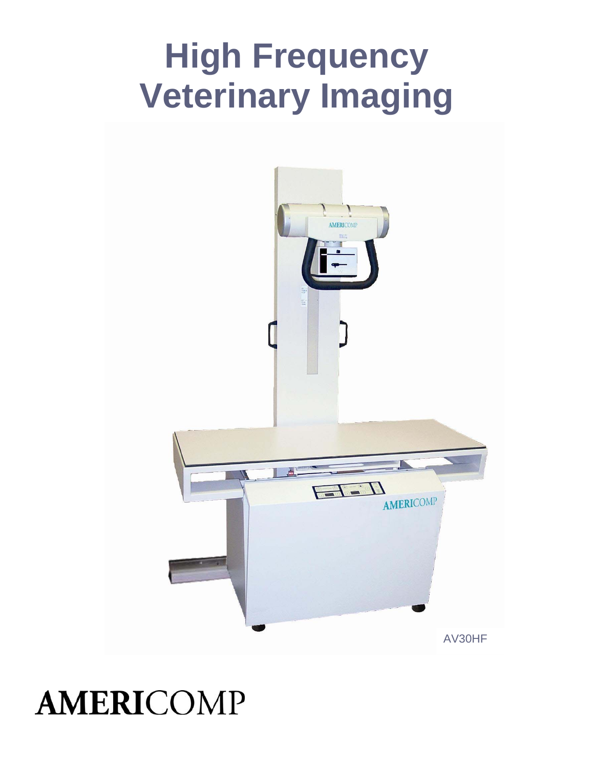# High Frequency Veterinary Imaging

AV30HF

AMERICOMP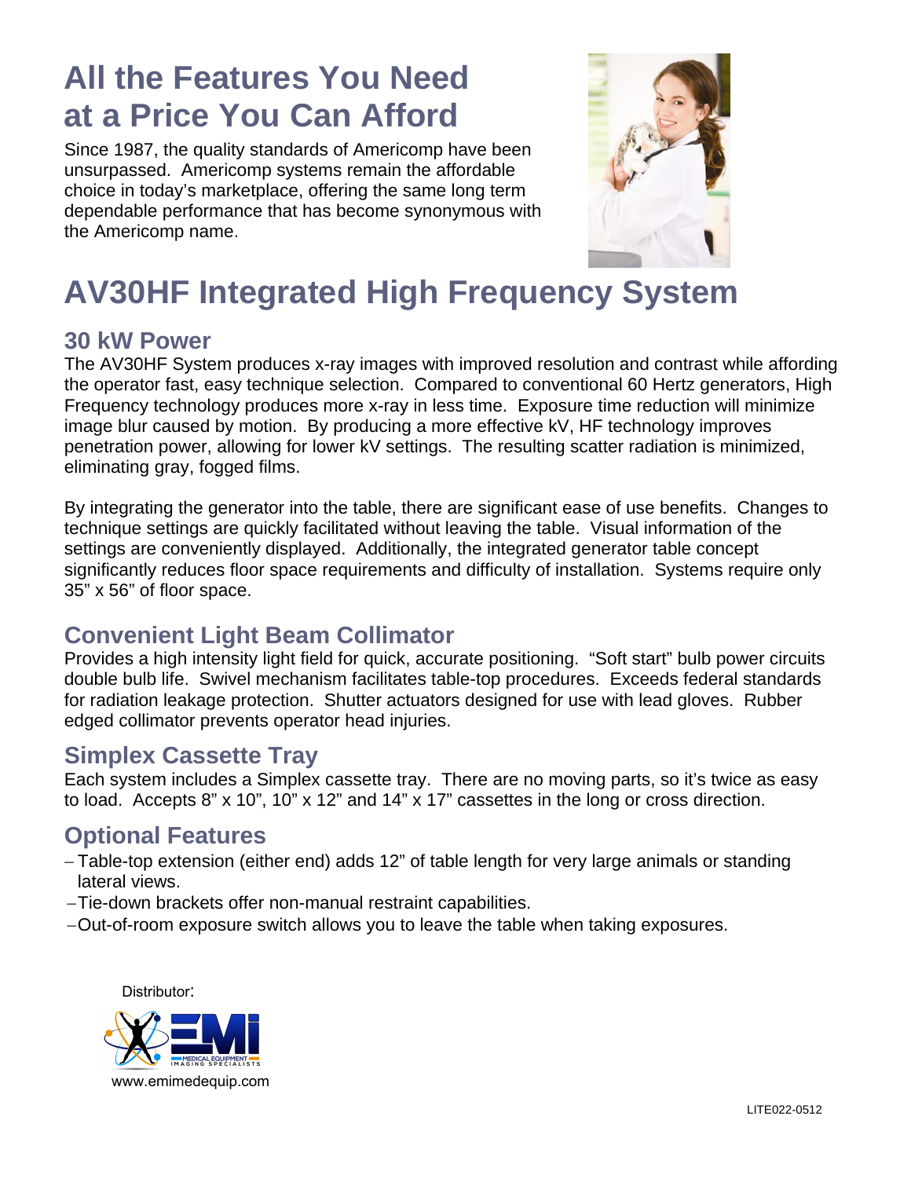# All the Features You Need at a Price You Can Afford

Since 1987, the quality standards of Americomp have been unsurpassed. Americomp systems remain the affordable choice in today's marketplace, offering the same long term dependable performance that has become synonymous with the Americomp name.

# AV30HF Integrated High Frequency System

## 30 kW Power

The AV30HF System produces x-ray images with improved resolution and contrast while affording the operator fast, easy technique selection. Compared to conventional 60 Hertz generators, High Frequency technology produces more x-ray in less time. Exposure time reduction will minimize image blur caused by motion. By producing a more effective kV, HF technology improves penetration power, allowing for lower kV settings. The resulting scatter radiation is minimized, eliminating gray, fogged films.

By integrating the generator into the table, there are significant ease of use benefits. Changes to technique settings are quickly facilitated without leaving the table. Visual information of the settings are conveniently displayed. Additionally, the integrated generator table concept significantly reduces floor space requirements and difficulty of installation. Systems require only 35" x 56" of floor space.

## Convenient Light Beam Collimator

Provides a high intensity light field for quick, accurate positioning. "Soft start" bulb power circuits double bulb life. Swivel mechanism facilitates table-top procedures. Exceeds federal standards for radiation leakage protection. Shutter actuators designed for use with lead gloves. Rubber edged collimator prevents operator head injuries.

## Simplex Cassette Tray

Each system includes a Simplex cassette tray. There are no moving parts, so it's twice as easy to load. Accepts 8" x 10", 10" x 12" and 14" x 17" cassettes in the long or cross direction.

## Optional Features

- Table-top extension (either end) adds 12" of table length for very large animals or standing lateral views.
- Tie-down brackets offer non-manual restraint capabilities.
- Out-of-room exposure switch allows you to leave the table when taking exposures.

Distributor:

EMI MEDICAL EQUIPMENT IMAGING SPECIALISTS

www.emimedequip.com

LITE022-0512